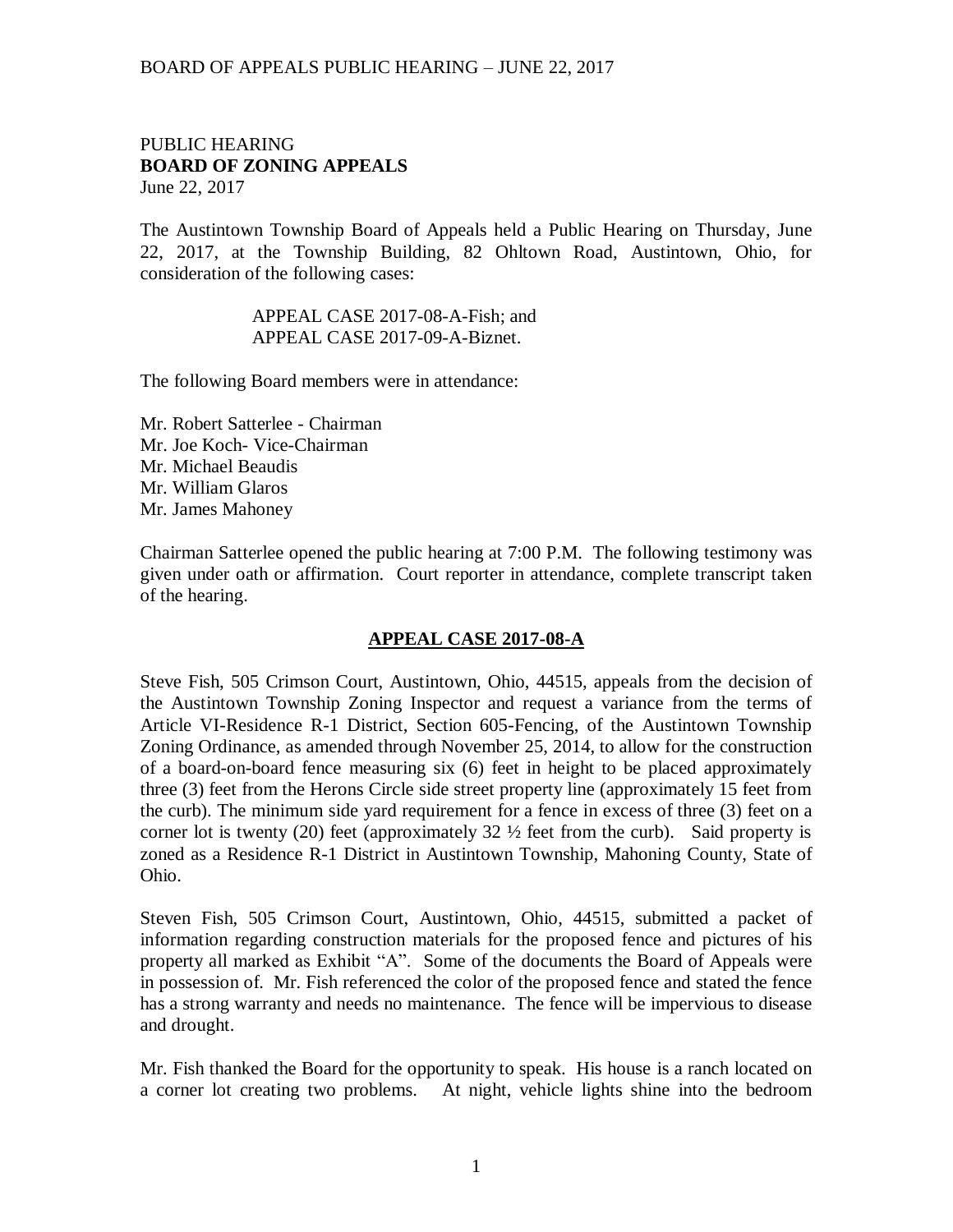PUBLIC HEARING
**BOARD OF ZONING APPEALS**
June 22, 2017

The Austintown Township Board of Appeals held a Public Hearing on Thursday, June 22, 2017, at the Township Building, 82 Ohltown Road, Austintown, Ohio, for consideration of the following cases:

APPEAL CASE 2017-08-A-Fish; and
APPEAL CASE 2017-09-A-Biznet.

The following Board members were in attendance:

Mr. Robert Satterlee - Chairman
Mr. Joe Koch- Vice-Chairman
Mr. Michael Beaudis
Mr. William Glaros
Mr. James Mahoney

Chairman Satterlee opened the public hearing at 7:00 P.M. The following testimony was given under oath or affirmation. Court reporter in attendance, complete transcript taken of the hearing.

## APPEAL CASE 2017-08-A

Steve Fish, 505 Crimson Court, Austintown, Ohio, 44515, appeals from the decision of the Austintown Township Zoning Inspector and request a variance from the terms of Article VI-Residence R-1 District, Section 605-Fencing, of the Austintown Township Zoning Ordinance, as amended through November 25, 2014, to allow for the construction of a board-on-board fence measuring six (6) feet in height to be placed approximately three (3) feet from the Herons Circle side street property line (approximately 15 feet from the curb). The minimum side yard requirement for a fence in excess of three (3) feet on a corner lot is twenty (20) feet (approximately 32 ½ feet from the curb). Said property is zoned as a Residence R-1 District in Austintown Township, Mahoning County, State of Ohio.

Steven Fish, 505 Crimson Court, Austintown, Ohio, 44515, submitted a packet of information regarding construction materials for the proposed fence and pictures of his property all marked as Exhibit "A". Some of the documents the Board of Appeals were in possession of. Mr. Fish referenced the color of the proposed fence and stated the fence has a strong warranty and needs no maintenance. The fence will be impervious to disease and drought.

Mr. Fish thanked the Board for the opportunity to speak. His house is a ranch located on a corner lot creating two problems. At night, vehicle lights shine into the bedroom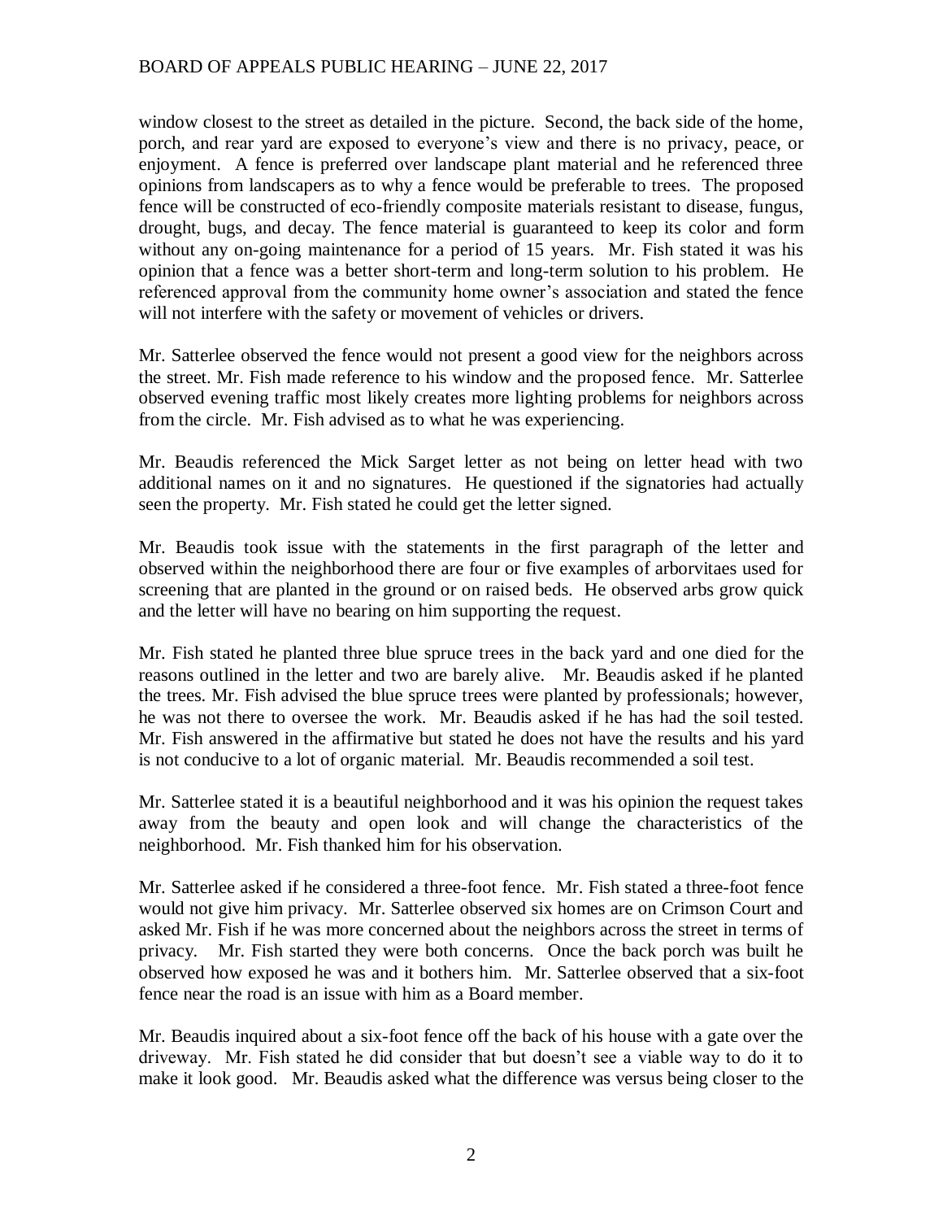window closest to the street as detailed in the picture. Second, the back side of the home, porch, and rear yard are exposed to everyone's view and there is no privacy, peace, or enjoyment. A fence is preferred over landscape plant material and he referenced three opinions from landscapers as to why a fence would be preferable to trees. The proposed fence will be constructed of eco-friendly composite materials resistant to disease, fungus, drought, bugs, and decay. The fence material is guaranteed to keep its color and form without any on-going maintenance for a period of 15 years. Mr. Fish stated it was his opinion that a fence was a better short-term and long-term solution to his problem. He referenced approval from the community home owner's association and stated the fence will not interfere with the safety or movement of vehicles or drivers.

Mr. Satterlee observed the fence would not present a good view for the neighbors across the street. Mr. Fish made reference to his window and the proposed fence. Mr. Satterlee observed evening traffic most likely creates more lighting problems for neighbors across from the circle. Mr. Fish advised as to what he was experiencing.

Mr. Beaudis referenced the Mick Sarget letter as not being on letter head with two additional names on it and no signatures. He questioned if the signatories had actually seen the property. Mr. Fish stated he could get the letter signed.

Mr. Beaudis took issue with the statements in the first paragraph of the letter and observed within the neighborhood there are four or five examples of arborvitaes used for screening that are planted in the ground or on raised beds. He observed arbs grow quick and the letter will have no bearing on him supporting the request.

Mr. Fish stated he planted three blue spruce trees in the back yard and one died for the reasons outlined in the letter and two are barely alive. Mr. Beaudis asked if he planted the trees. Mr. Fish advised the blue spruce trees were planted by professionals; however, he was not there to oversee the work. Mr. Beaudis asked if he has had the soil tested. Mr. Fish answered in the affirmative but stated he does not have the results and his yard is not conducive to a lot of organic material. Mr. Beaudis recommended a soil test.

Mr. Satterlee stated it is a beautiful neighborhood and it was his opinion the request takes away from the beauty and open look and will change the characteristics of the neighborhood. Mr. Fish thanked him for his observation.

Mr. Satterlee asked if he considered a three-foot fence. Mr. Fish stated a three-foot fence would not give him privacy. Mr. Satterlee observed six homes are on Crimson Court and asked Mr. Fish if he was more concerned about the neighbors across the street in terms of privacy. Mr. Fish started they were both concerns. Once the back porch was built he observed how exposed he was and it bothers him. Mr. Satterlee observed that a six-foot fence near the road is an issue with him as a Board member.

Mr. Beaudis inquired about a six-foot fence off the back of his house with a gate over the driveway. Mr. Fish stated he did consider that but doesn't see a viable way to do it to make it look good. Mr. Beaudis asked what the difference was versus being closer to the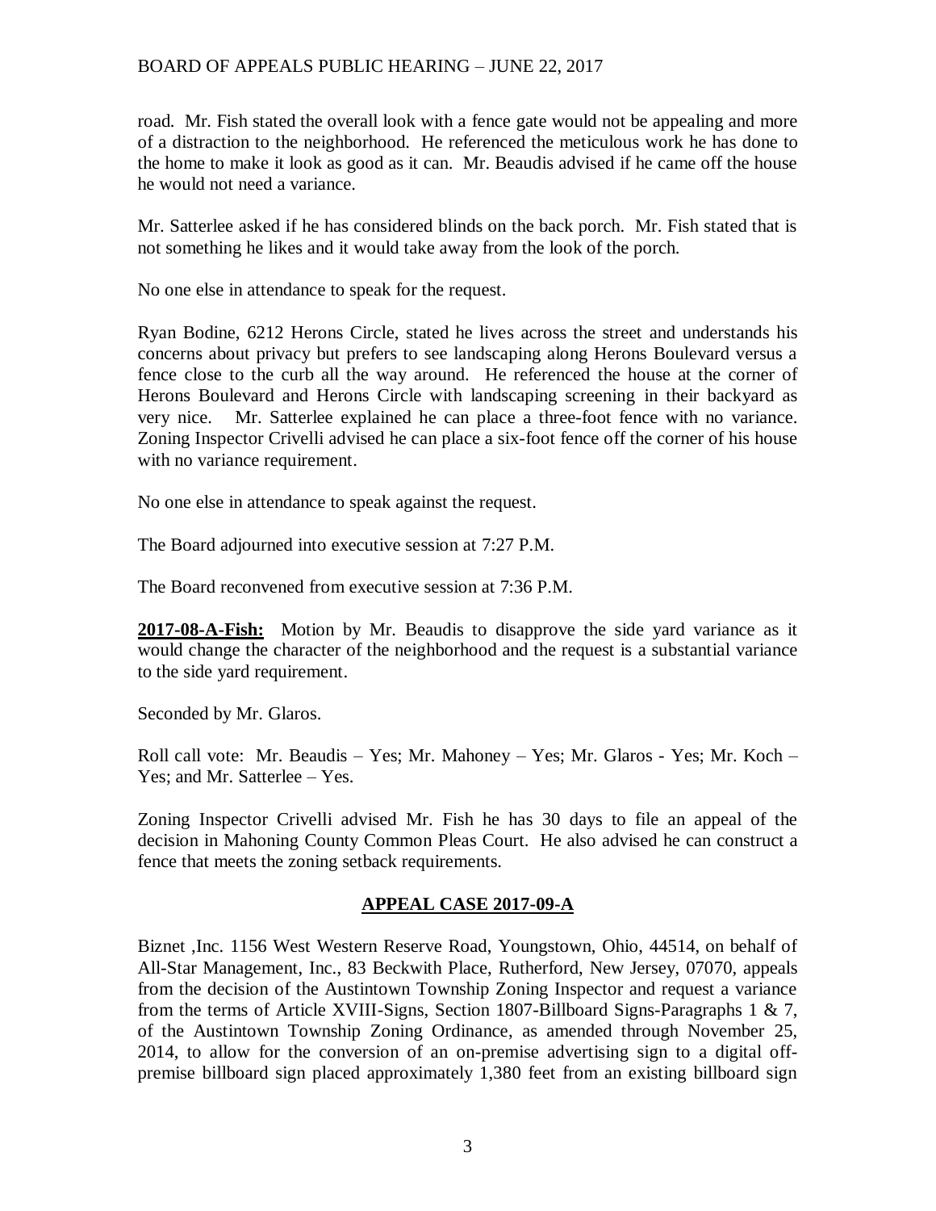road. Mr. Fish stated the overall look with a fence gate would not be appealing and more of a distraction to the neighborhood. He referenced the meticulous work he has done to the home to make it look as good as it can. Mr. Beaudis advised if he came off the house he would not need a variance.

Mr. Satterlee asked if he has considered blinds on the back porch. Mr. Fish stated that is not something he likes and it would take away from the look of the porch.

No one else in attendance to speak for the request.

Ryan Bodine, 6212 Herons Circle, stated he lives across the street and understands his concerns about privacy but prefers to see landscaping along Herons Boulevard versus a fence close to the curb all the way around. He referenced the house at the corner of Herons Boulevard and Herons Circle with landscaping screening in their backyard as very nice. Mr. Satterlee explained he can place a three-foot fence with no variance. Zoning Inspector Crivelli advised he can place a six-foot fence off the corner of his house with no variance requirement.

No one else in attendance to speak against the request.

The Board adjourned into executive session at 7:27 P.M.

The Board reconvened from executive session at 7:36 P.M.

**2017-08-A-Fish:** Motion by Mr. Beaudis to disapprove the side yard variance as it would change the character of the neighborhood and the request is a substantial variance to the side yard requirement.

Seconded by Mr. Glaros.

Roll call vote: Mr. Beaudis – Yes; Mr. Mahoney – Yes; Mr. Glaros - Yes; Mr. Koch – Yes; and Mr. Satterlee – Yes.

Zoning Inspector Crivelli advised Mr. Fish he has 30 days to file an appeal of the decision in Mahoning County Common Pleas Court. He also advised he can construct a fence that meets the zoning setback requirements.

## APPEAL CASE 2017-09-A

Biznet ,Inc. 1156 West Western Reserve Road, Youngstown, Ohio, 44514, on behalf of All-Star Management, Inc., 83 Beckwith Place, Rutherford, New Jersey, 07070, appeals from the decision of the Austintown Township Zoning Inspector and request a variance from the terms of Article XVIII-Signs, Section 1807-Billboard Signs-Paragraphs 1 & 7, of the Austintown Township Zoning Ordinance, as amended through November 25, 2014, to allow for the conversion of an on-premise advertising sign to a digital off-premise billboard sign placed approximately 1,380 feet from an existing billboard sign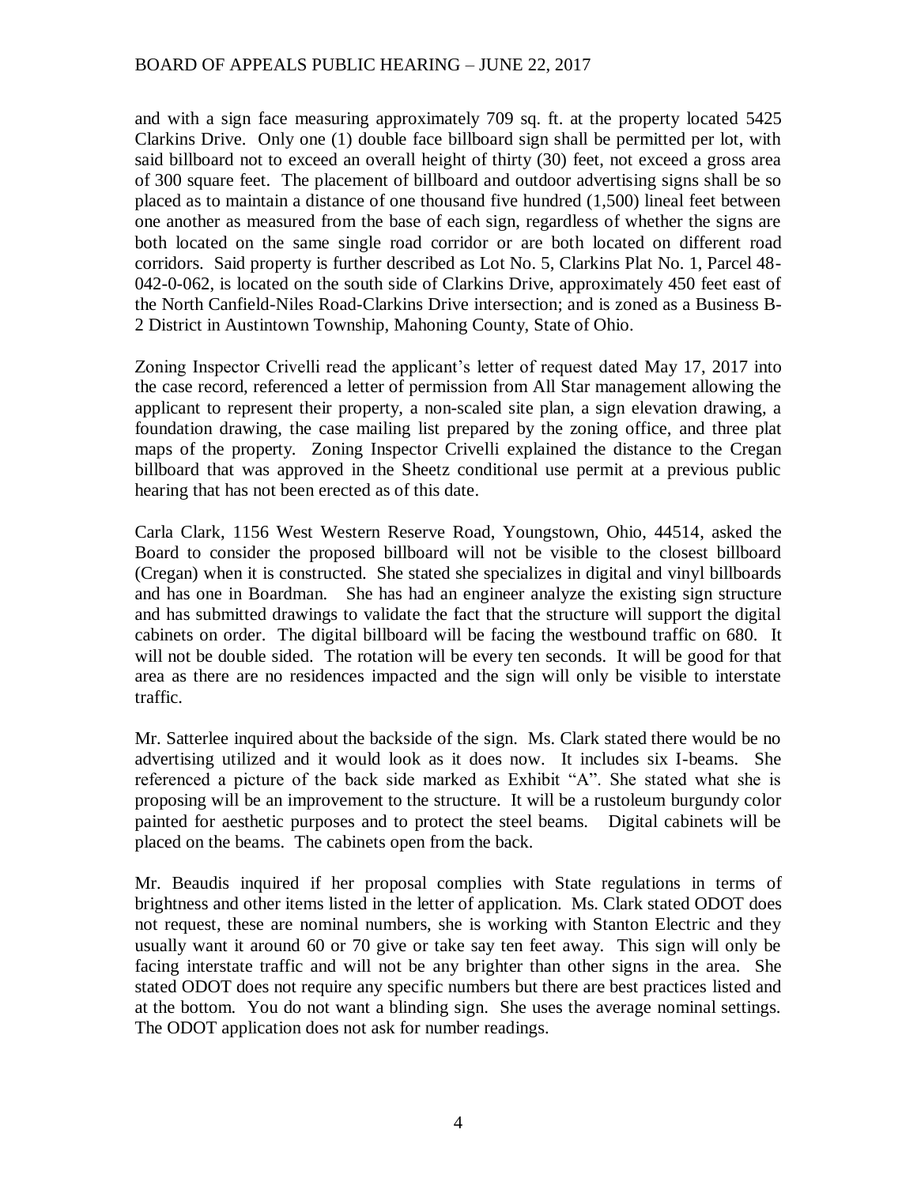and with a sign face measuring approximately 709 sq. ft. at the property located 5425 Clarkins Drive. Only one (1) double face billboard sign shall be permitted per lot, with said billboard not to exceed an overall height of thirty (30) feet, not exceed a gross area of 300 square feet. The placement of billboard and outdoor advertising signs shall be so placed as to maintain a distance of one thousand five hundred (1,500) lineal feet between one another as measured from the base of each sign, regardless of whether the signs are both located on the same single road corridor or are both located on different road corridors. Said property is further described as Lot No. 5, Clarkins Plat No. 1, Parcel 48-042-0-062, is located on the south side of Clarkins Drive, approximately 450 feet east of the North Canfield-Niles Road-Clarkins Drive intersection; and is zoned as a Business B-2 District in Austintown Township, Mahoning County, State of Ohio.

Zoning Inspector Crivelli read the applicant's letter of request dated May 17, 2017 into the case record, referenced a letter of permission from All Star management allowing the applicant to represent their property, a non-scaled site plan, a sign elevation drawing, a foundation drawing, the case mailing list prepared by the zoning office, and three plat maps of the property. Zoning Inspector Crivelli explained the distance to the Cregan billboard that was approved in the Sheetz conditional use permit at a previous public hearing that has not been erected as of this date.

Carla Clark, 1156 West Western Reserve Road, Youngstown, Ohio, 44514, asked the Board to consider the proposed billboard will not be visible to the closest billboard (Cregan) when it is constructed. She stated she specializes in digital and vinyl billboards and has one in Boardman. She has had an engineer analyze the existing sign structure and has submitted drawings to validate the fact that the structure will support the digital cabinets on order. The digital billboard will be facing the westbound traffic on 680. It will not be double sided. The rotation will be every ten seconds. It will be good for that area as there are no residences impacted and the sign will only be visible to interstate traffic.

Mr. Satterlee inquired about the backside of the sign. Ms. Clark stated there would be no advertising utilized and it would look as it does now. It includes six I-beams. She referenced a picture of the back side marked as Exhibit "A". She stated what she is proposing will be an improvement to the structure. It will be a rustoleum burgundy color painted for aesthetic purposes and to protect the steel beams. Digital cabinets will be placed on the beams. The cabinets open from the back.

Mr. Beaudis inquired if her proposal complies with State regulations in terms of brightness and other items listed in the letter of application. Ms. Clark stated ODOT does not request, these are nominal numbers, she is working with Stanton Electric and they usually want it around 60 or 70 give or take say ten feet away. This sign will only be facing interstate traffic and will not be any brighter than other signs in the area. She stated ODOT does not require any specific numbers but there are best practices listed and at the bottom. You do not want a blinding sign. She uses the average nominal settings. The ODOT application does not ask for number readings.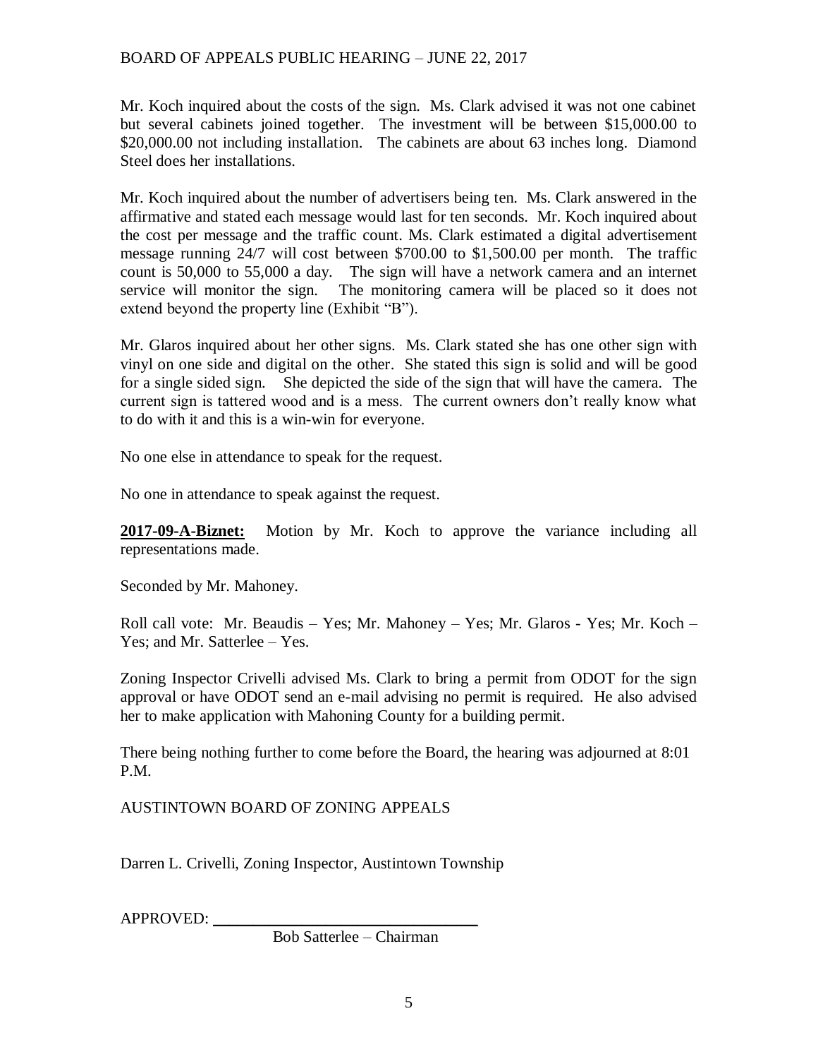Mr. Koch inquired about the costs of the sign. Ms. Clark advised it was not one cabinet but several cabinets joined together. The investment will be between $15,000.00 to $20,000.00 not including installation. The cabinets are about 63 inches long. Diamond Steel does her installations.

Mr. Koch inquired about the number of advertisers being ten. Ms. Clark answered in the affirmative and stated each message would last for ten seconds. Mr. Koch inquired about the cost per message and the traffic count. Ms. Clark estimated a digital advertisement message running 24/7 will cost between $700.00 to $1,500.00 per month. The traffic count is 50,000 to 55,000 a day. The sign will have a network camera and an internet service will monitor the sign. The monitoring camera will be placed so it does not extend beyond the property line (Exhibit "B").

Mr. Glaros inquired about her other signs. Ms. Clark stated she has one other sign with vinyl on one side and digital on the other. She stated this sign is solid and will be good for a single sided sign. She depicted the side of the sign that will have the camera. The current sign is tattered wood and is a mess. The current owners don't really know what to do with it and this is a win-win for everyone.

No one else in attendance to speak for the request.

No one in attendance to speak against the request.

**2017-09-A-Biznet:** Motion by Mr. Koch to approve the variance including all representations made.

Seconded by Mr. Mahoney.

Roll call vote: Mr. Beaudis – Yes; Mr. Mahoney – Yes; Mr. Glaros - Yes; Mr. Koch – Yes; and Mr. Satterlee – Yes.

Zoning Inspector Crivelli advised Ms. Clark to bring a permit from ODOT for the sign approval or have ODOT send an e-mail advising no permit is required. He also advised her to make application with Mahoning County for a building permit.

There being nothing further to come before the Board, the hearing was adjourned at 8:01 P.M.

AUSTINTOWN BOARD OF ZONING APPEALS

Darren L. Crivelli, Zoning Inspector, Austintown Township

APPROVED: ________________________________

Bob Satterlee – Chairman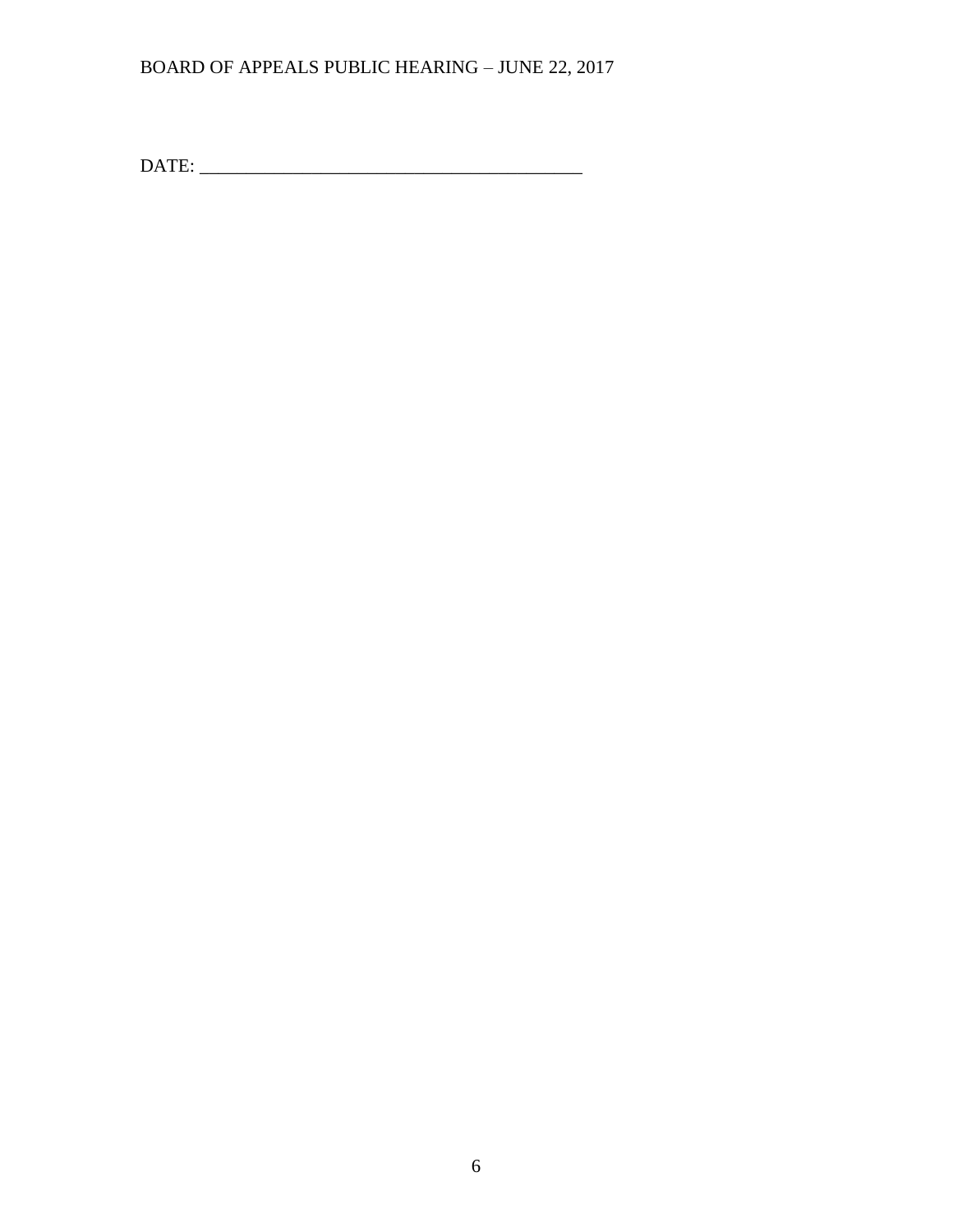DATE: _______________________________________